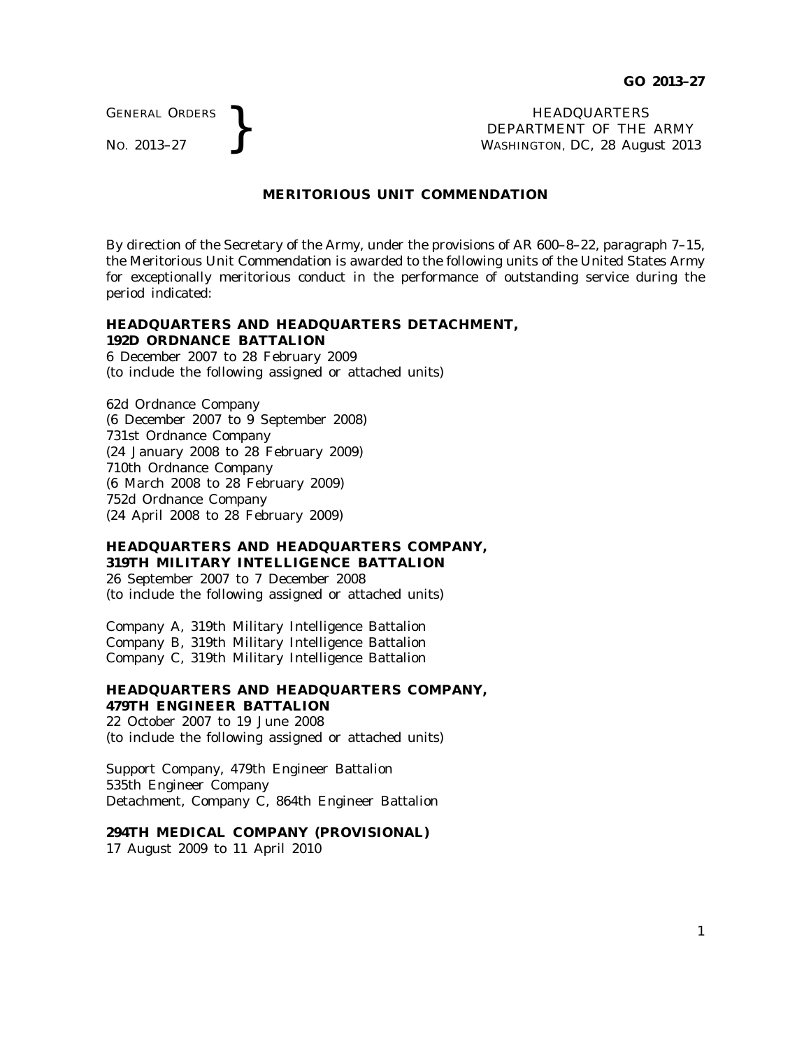GENERAL ORDERS
No. 2013–27

HEADQUARTERS
DEPARTMENT OF THE ARMY
WASHINGTON, DC, 28 August 2013

# MERITORIOUS UNIT COMMENDATION

By direction of the Secretary of the Army, under the provisions of AR 600–8–22, paragraph 7–15, the Meritorious Unit Commendation is awarded to the following units of the United States Army for exceptionally meritorious conduct in the performance of outstanding service during the period indicated:

**HEADQUARTERS AND HEADQUARTERS DETACHMENT, 192D ORDNANCE BATTALION**
6 December 2007 to 28 February 2009
(to include the following assigned or attached units)

62d Ordnance Company
(6 December 2007 to 9 September 2008)
731st Ordnance Company
(24 January 2008 to 28 February 2009)
710th Ordnance Company
(6 March 2008 to 28 February 2009)
752d Ordnance Company
(24 April 2008 to 28 February 2009)

**HEADQUARTERS AND HEADQUARTERS COMPANY, 319TH MILITARY INTELLIGENCE BATTALION**
26 September 2007 to 7 December 2008
(to include the following assigned or attached units)

Company A, 319th Military Intelligence Battalion
Company B, 319th Military Intelligence Battalion
Company C, 319th Military Intelligence Battalion

**HEADQUARTERS AND HEADQUARTERS COMPANY, 479TH ENGINEER BATTALION**
22 October 2007 to 19 June 2008
(to include the following assigned or attached units)

Support Company, 479th Engineer Battalion
535th Engineer Company
Detachment, Company C, 864th Engineer Battalion

**294TH MEDICAL COMPANY (PROVISIONAL)**
17 August 2009 to 11 April 2010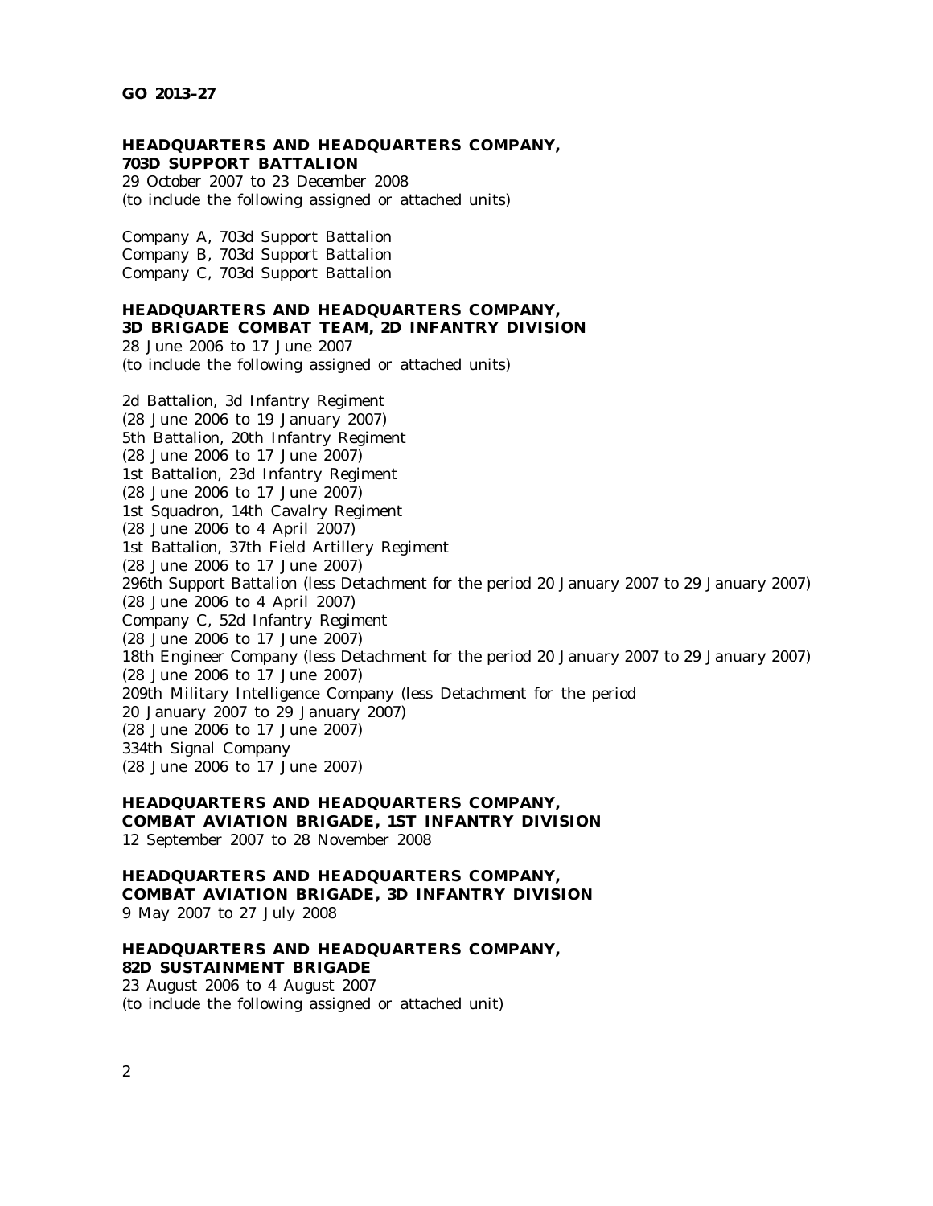**HEADQUARTERS AND HEADQUARTERS COMPANY,**
**703D SUPPORT BATTALION**
29 October 2007 to 23 December 2008
(to include the following assigned or attached units)

Company A, 703d Support Battalion
Company B, 703d Support Battalion
Company C, 703d Support Battalion

**HEADQUARTERS AND HEADQUARTERS COMPANY,**
**3D BRIGADE COMBAT TEAM, 2D INFANTRY DIVISION**
28 June 2006 to 17 June 2007
(to include the following assigned or attached units)

2d Battalion, 3d Infantry Regiment
(28 June 2006 to 19 January 2007)
5th Battalion, 20th Infantry Regiment
(28 June 2006 to 17 June 2007)
1st Battalion, 23d Infantry Regiment
(28 June 2006 to 17 June 2007)
1st Squadron, 14th Cavalry Regiment
(28 June 2006 to 4 April 2007)
1st Battalion, 37th Field Artillery Regiment
(28 June 2006 to 17 June 2007)
296th Support Battalion (less Detachment for the period 20 January 2007 to 29 January 2007)
(28 June 2006 to 4 April 2007)
Company C, 52d Infantry Regiment
(28 June 2006 to 17 June 2007)
18th Engineer Company (less Detachment for the period 20 January 2007 to 29 January 2007)
(28 June 2006 to 17 June 2007)
209th Military Intelligence Company (less Detachment for the period
20 January 2007 to 29 January 2007)
(28 June 2006 to 17 June 2007)
334th Signal Company
(28 June 2006 to 17 June 2007)

**HEADQUARTERS AND HEADQUARTERS COMPANY,**
**COMBAT AVIATION BRIGADE, 1ST INFANTRY DIVISION**
12 September 2007 to 28 November 2008

**HEADQUARTERS AND HEADQUARTERS COMPANY,**
**COMBAT AVIATION BRIGADE, 3D INFANTRY DIVISION**
9 May 2007 to 27 July 2008

**HEADQUARTERS AND HEADQUARTERS COMPANY,**
**82D SUSTAINMENT BRIGADE**
23 August 2006 to 4 August 2007
(to include the following assigned or attached unit)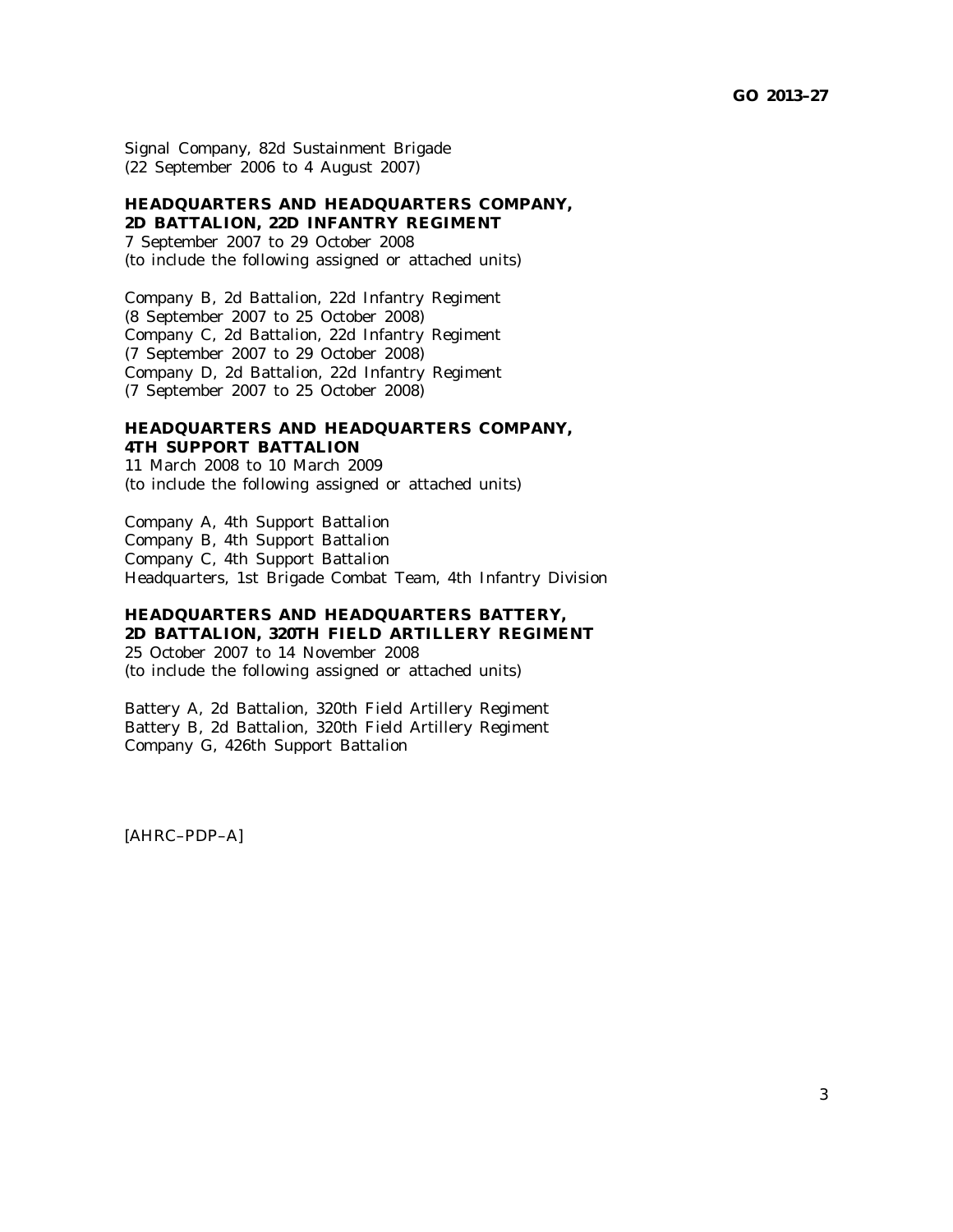Signal Company, 82d Sustainment Brigade
(22 September 2006 to 4 August 2007)

**HEADQUARTERS AND HEADQUARTERS COMPANY,**
**2D BATTALION, 22D INFANTRY REGIMENT**
7 September 2007 to 29 October 2008
(to include the following assigned or attached units)

Company B, 2d Battalion, 22d Infantry Regiment
(8 September 2007 to 25 October 2008)
Company C, 2d Battalion, 22d Infantry Regiment
(7 September 2007 to 29 October 2008)
Company D, 2d Battalion, 22d Infantry Regiment
(7 September 2007 to 25 October 2008)

**HEADQUARTERS AND HEADQUARTERS COMPANY,**
**4TH SUPPORT BATTALION**
11 March 2008 to 10 March 2009
(to include the following assigned or attached units)

Company A, 4th Support Battalion
Company B, 4th Support Battalion
Company C, 4th Support Battalion
Headquarters, 1st Brigade Combat Team, 4th Infantry Division

**HEADQUARTERS AND HEADQUARTERS BATTERY,**
**2D BATTALION, 320TH FIELD ARTILLERY REGIMENT**
25 October 2007 to 14 November 2008
(to include the following assigned or attached units)

Battery A, 2d Battalion, 320th Field Artillery Regiment
Battery B, 2d Battalion, 320th Field Artillery Regiment
Company G, 426th Support Battalion

[AHRC–PDP–A]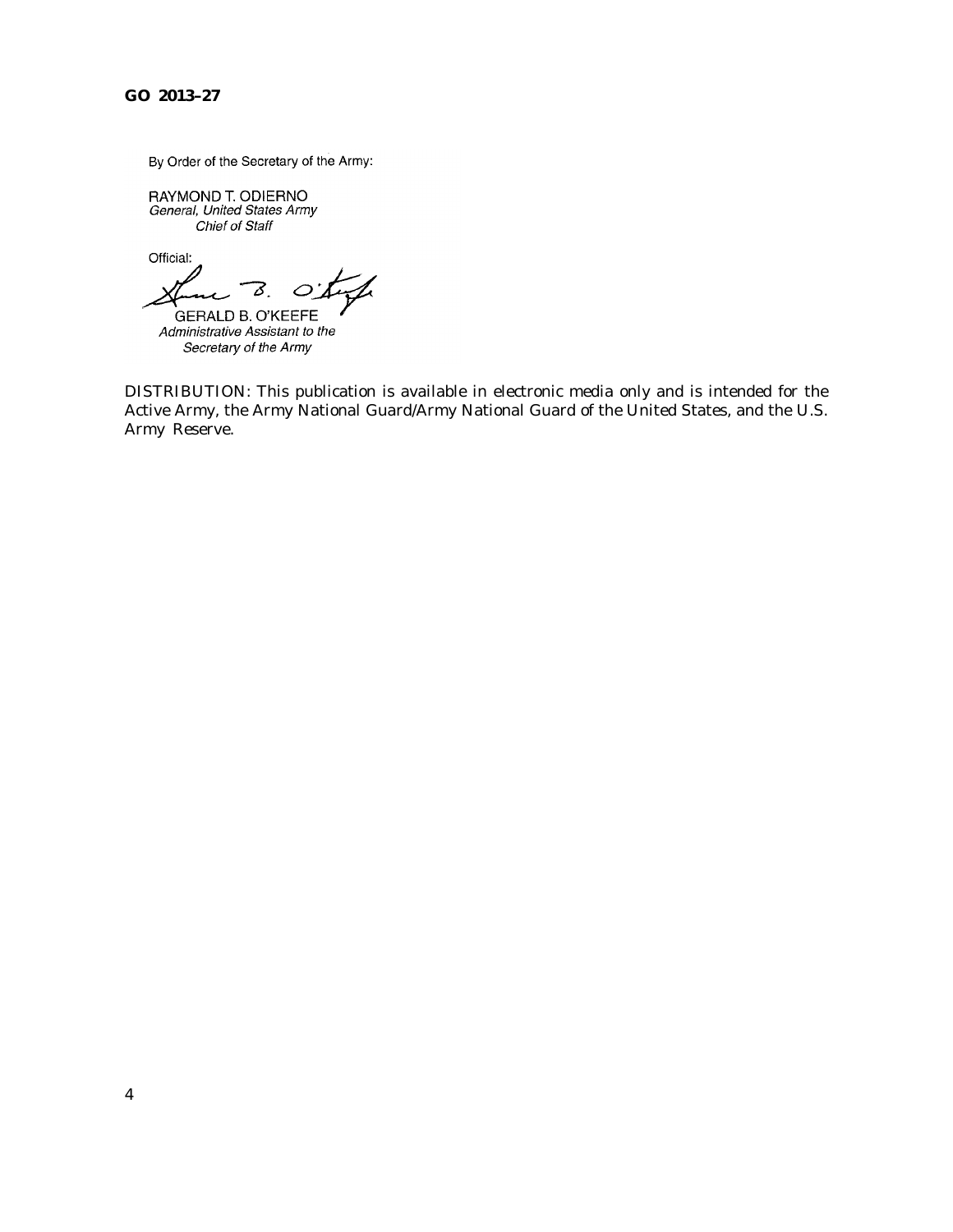By Order of the Secretary of the Army:

RAYMOND T. ODIERNO
*General, United States Army*
*Chief of Staff*

Official:

GERALD B. O'KEEFE
*Administrative Assistant to the*
*Secretary of the Army*

DISTRIBUTION: This publication is available in electronic media only and is intended for the Active Army, the Army National Guard/Army National Guard of the United States, and the U.S. Army Reserve.